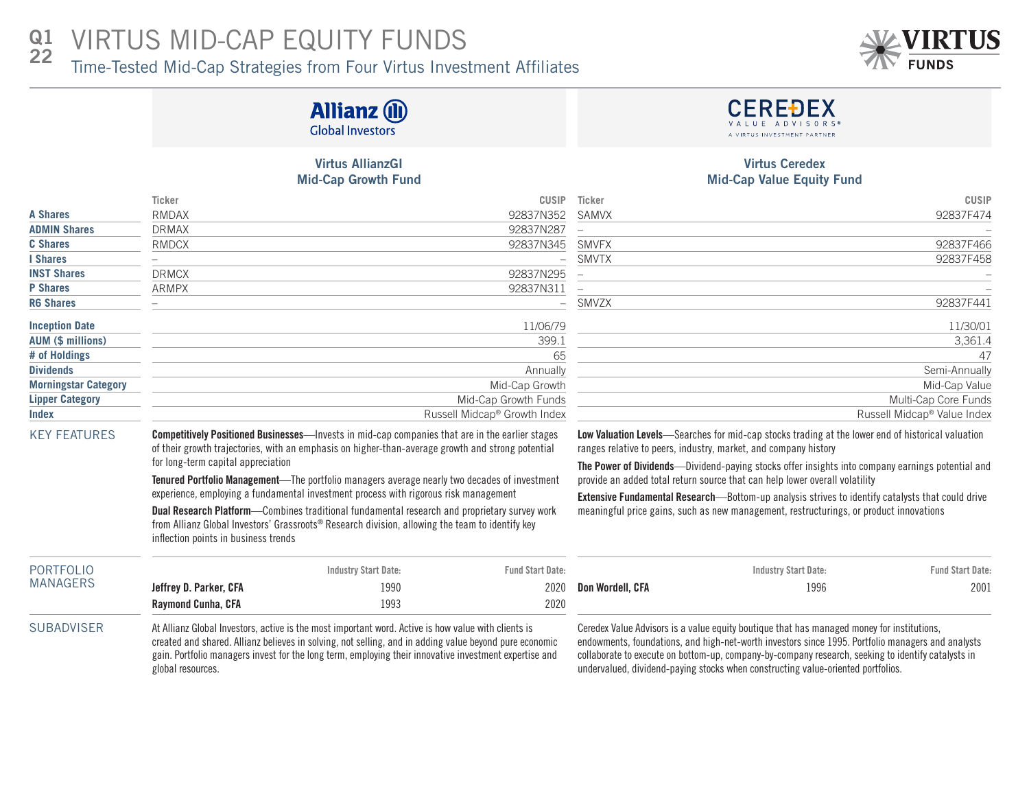# Q1 22 VIRTUS MID-CAP EQUITY FUNDS

## Time-Tested Mid-Cap Strategies from Four Virtus Investment Affiliates

VIRTUS FUNDS

Allianz Global Investors | CEREDEX VALUE ADVISORS® A VIRTUS INVESTMENT PARTNER

| | Virtus AllianzGI Mid-Cap Growth Fund | | Virtus Ceredex Mid-Cap Value Equity Fund | |
|---|---|---|---|---|
| | **Ticker** | **CUSIP** | **Ticker** | **CUSIP** |
| **A Shares** | RMDAX | 92837N352 | SAMVX | 92837F474 |
| **ADMIN Shares** | DRMAX | 92837N287 | – | – |
| **C Shares** | RMDCX | 92837N345 | SMVFX | 92837F466 |
| **I Shares** | – | – | SMVTX | 92837F458 |
| **INST Shares** | DRMCX | 92837N295 | – | – |
| **P Shares** | ARMPX | 92837N311 | – | – |
| **R6 Shares** | – | – | SMVZX | 92837F441 |
| **Inception Date** | | 11/06/79 | | 11/30/01 |
| **AUM ($ millions)** | | 399.1 | | 3,361.4 |
| **# of Holdings** | | 65 | | 47 |
| **Dividends** | | Annually | | Semi-Annually |
| **Morningstar Category** | | Mid-Cap Growth | | Mid-Cap Value |
| **Lipper Category** | | Mid-Cap Growth Funds | | Multi-Cap Core Funds |
| **Index** | | Russell Midcap® Growth Index | | Russell Midcap® Value Index |

### KEY FEATURES

**Virtus AllianzGI Mid-Cap Growth Fund**

**Competitively Positioned Businesses**—Invests in mid-cap companies that are in the earlier stages of their growth trajectories, with an emphasis on higher-than-average growth and strong potential for long-term capital appreciation

**Tenured Portfolio Management**—The portfolio managers average nearly two decades of investment experience, employing a fundamental investment process with rigorous risk management

**Dual Research Platform**—Combines traditional fundamental research and proprietary survey work from Allianz Global Investors' Grassroots® Research division, allowing the team to identify key inflection points in business trends

**Virtus Ceredex Mid-Cap Value Equity Fund**

**Low Valuation Levels**—Searches for mid-cap stocks trading at the lower end of historical valuation ranges relative to peers, industry, market, and company history

**The Power of Dividends**—Dividend-paying stocks offer insights into company earnings potential and provide an added total return source that can help lower overall volatility

**Extensive Fundamental Research**—Bottom-up analysis strives to identify catalysts that could drive meaningful price gains, such as new management, restructurings, or product innovations

### PORTFOLIO MANAGERS

**Virtus AllianzGI Mid-Cap Growth Fund**

| | Industry Start Date: | Fund Start Date: |
|---|---|---|
| **Jeffrey D. Parker, CFA** | 1990 | 2020 |
| **Raymond Cunha, CFA** | 1993 | 2020 |

**Virtus Ceredex Mid-Cap Value Equity Fund**

| | Industry Start Date: | Fund Start Date: |
|---|---|---|
| **Don Wordell, CFA** | 1996 | 2001 |

### SUBADVISER

At Allianz Global Investors, active is the most important word. Active is how value with clients is created and shared. Allianz believes in solving, not selling, and in adding value beyond pure economic gain. Portfolio managers invest for the long term, employing their innovative investment expertise and global resources.

Ceredex Value Advisors is a value equity boutique that has managed money for institutions, endowments, foundations, and high-net-worth investors since 1995. Portfolio managers and analysts collaborate to execute on bottom-up, company-by-company research, seeking to identify catalysts in undervalued, dividend-paying stocks when constructing value-oriented portfolios.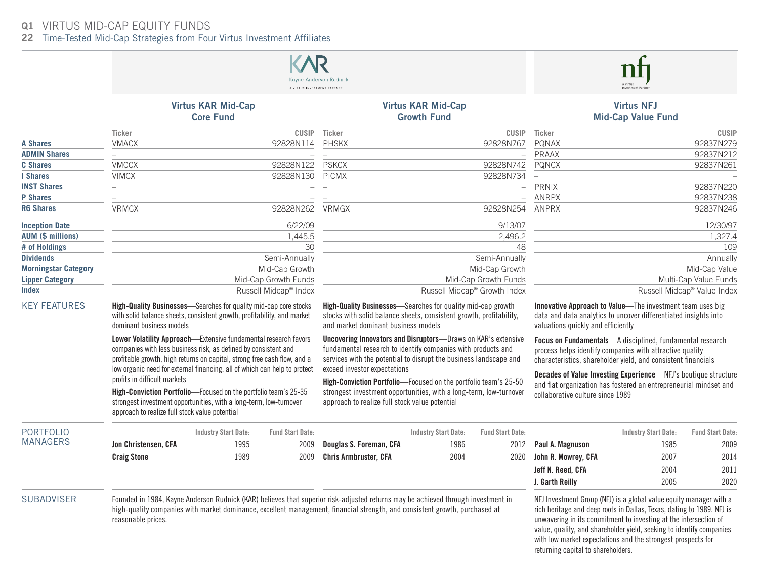# Q1 VIRTUS MID-CAP EQUITY FUNDS

## 22 Time-Tested Mid-Cap Strategies from Four Virtus Investment Affiliates

KAR Kayne Anderson Rudnick — A VIRTUS INVESTMENT PARTNER

nfj — A Virtus Investment Partner

| | Virtus KAR Mid-Cap Core Fund | | Virtus KAR Mid-Cap Growth Fund | | Virtus NFJ Mid-Cap Value Fund | |
|---|---|---|---|---|---|---|
| | Ticker | CUSIP | Ticker | CUSIP | Ticker | CUSIP |
| **A Shares** | VMACX | 92828N114 | PHSKX | 92828N767 | PQNAX | 92837N279 |
| **ADMIN Shares** | – | – | – | – | PRAAX | 92837N212 |
| **C Shares** | VMCCX | 92828N122 | PSKCX | 92828N742 | PQNCX | 92837N261 |
| **I Shares** | VIMCX | 92828N130 | PICMX | 92828N734 | – | – |
| **INST Shares** | – | – | – | – | PRNIX | 92837N220 |
| **P Shares** | – | – | – | – | ANRPX | 92837N238 |
| **R6 Shares** | VRMCX | 92828N262 | VRMGX | 92828N254 | ANPRX | 92837N246 |

| | Virtus KAR Mid-Cap Core Fund | Virtus KAR Mid-Cap Growth Fund | Virtus NFJ Mid-Cap Value Fund |
|---|---|---|---|
| **Inception Date** | 6/22/09 | 9/13/07 | 12/30/97 |
| **AUM ($ millions)** | 1,445.5 | 2,496.2 | 1,327.4 |
| **# of Holdings** | 30 | 48 | 109 |
| **Dividends** | Semi-Annually | Semi-Annually | Annually |
| **Morningstar Category** | Mid-Cap Growth | Mid-Cap Growth | Mid-Cap Value |
| **Lipper Category** | Mid-Cap Growth Funds | Mid-Cap Growth Funds | Multi-Cap Value Funds |
| **Index** | Russell Midcap® Index | Russell Midcap® Growth Index | Russell Midcap® Value Index |

### KEY FEATURES

**Virtus KAR Mid-Cap Core Fund**

**High-Quality Businesses**—Searches for quality mid-cap core stocks with solid balance sheets, consistent growth, profitability, and market dominant business models

**Lower Volatility Approach**—Extensive fundamental research favors companies with less business risk, as defined by consistent and profitable growth, high returns on capital, strong free cash flow, and a low organic need for external financing, all of which can help to protect profits in difficult markets

**High-Conviction Portfolio**—Focused on the portfolio team's 25-35 strongest investment opportunities, with a long-term, low-turnover approach to realize full stock value potential

**Virtus KAR Mid-Cap Growth Fund**

**High-Quality Businesses**—Searches for quality mid-cap growth stocks with solid balance sheets, consistent growth, profitability, and market dominant business models

**Uncovering Innovators and Disruptors**—Draws on KAR's extensive fundamental research to identify companies with products and services with the potential to disrupt the business landscape and exceed investor expectations

**High-Conviction Portfolio**—Focused on the portfolio team's 25-50 strongest investment opportunities, with a long-term, low-turnover approach to realize full stock value potential

**Virtus NFJ Mid-Cap Value Fund**

**Innovative Approach to Value**—The investment team uses big data and data analytics to uncover differentiated insights into valuations quickly and efficiently

**Focus on Fundamentals**—A disciplined, fundamental research process helps identify companies with attractive quality characteristics, shareholder yield, and consistent financials

**Decades of Value Investing Experience**—NFJ's boutique structure and flat organization has fostered an entrepreneurial mindset and collaborative culture since 1989

### PORTFOLIO MANAGERS

**Virtus KAR Mid-Cap Core Fund**

| | Industry Start Date: | Fund Start Date: |
|---|---|---|
| **Jon Christensen, CFA** | 1995 | 2009 |
| **Craig Stone** | 1989 | 2009 |

**Virtus KAR Mid-Cap Growth Fund**

| | Industry Start Date: | Fund Start Date: |
|---|---|---|
| **Douglas S. Foreman, CFA** | 1986 | 2012 |
| **Chris Armbruster, CFA** | 2004 | 2020 |

**Virtus NFJ Mid-Cap Value Fund**

| | Industry Start Date: | Fund Start Date: |
|---|---|---|
| **Paul A. Magnuson** | 1985 | 2009 |
| **John R. Mowrey, CFA** | 2007 | 2014 |
| **Jeff N. Reed, CFA** | 2004 | 2011 |
| **J. Garth Reilly** | 2005 | 2020 |

### SUBADVISER

Founded in 1984, Kayne Anderson Rudnick (KAR) believes that superior risk-adjusted returns may be achieved through investment in high-quality companies with market dominance, excellent management, financial strength, and consistent growth, purchased at reasonable prices.

NFJ Investment Group (NFJ) is a global value equity manager with a rich heritage and deep roots in Dallas, Texas, dating to 1989. NFJ is unwavering in its commitment to investing at the intersection of value, quality, and shareholder yield, seeking to identify companies with low market expectations and the strongest prospects for returning capital to shareholders.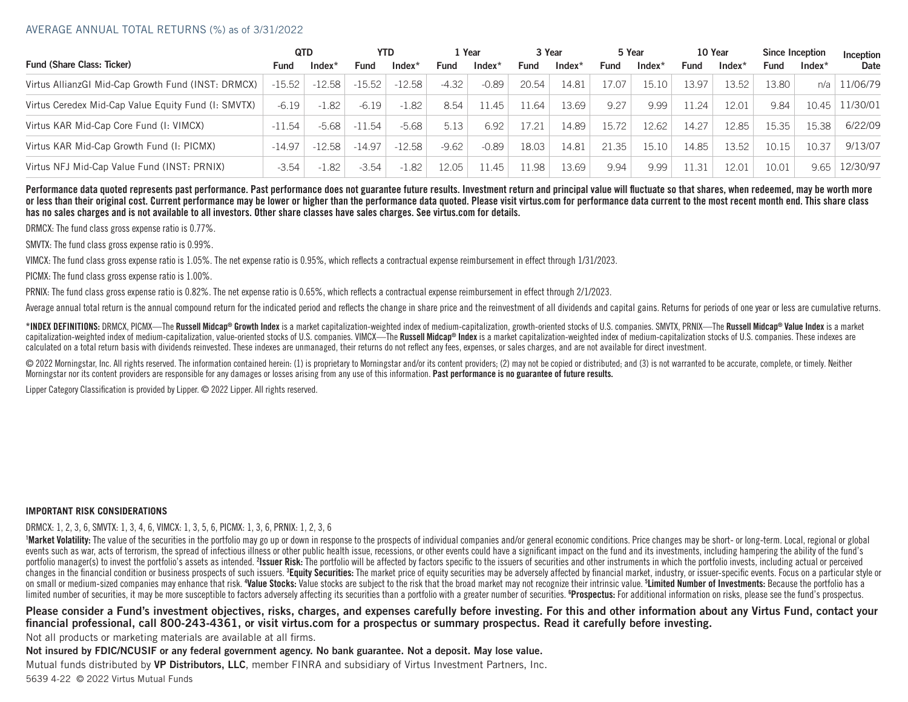AVERAGE ANNUAL TOTAL RETURNS (%) as of 3/31/2022

| Fund (Share Class: Ticker) | QTD | | YTD | | 1 Year | | 3 Year | | 5 Year | | 10 Year | | Since Inception | | Inception Date |
|---|---|---|---|---|---|---|---|---|---|---|---|---|---|---|---|
| | Fund | Index* | Fund | Index* | Fund | Index* | Fund | Index* | Fund | Index* | Fund | Index* | Fund | Index* | |
| Virtus AllianzGI Mid-Cap Growth Fund (INST: DRMCX) | -15.52 | -12.58 | -15.52 | -12.58 | -4.32 | -0.89 | 20.54 | 14.81 | 17.07 | 15.10 | 13.97 | 13.52 | 13.80 | n/a | 11/06/79 |
| Virtus Ceredex Mid-Cap Value Equity Fund (I: SMVTX) | -6.19 | -1.82 | -6.19 | -1.82 | 8.54 | 11.45 | 11.64 | 13.69 | 9.27 | 9.99 | 11.24 | 12.01 | 9.84 | 10.45 | 11/30/01 |
| Virtus KAR Mid-Cap Core Fund (I: VIMCX) | -11.54 | -5.68 | -11.54 | -5.68 | 5.13 | 6.92 | 17.21 | 14.89 | 15.72 | 12.62 | 14.27 | 12.85 | 15.35 | 15.38 | 6/22/09 |
| Virtus KAR Mid-Cap Growth Fund (I: PICMX) | -14.97 | -12.58 | -14.97 | -12.58 | -9.62 | -0.89 | 18.03 | 14.81 | 21.35 | 15.10 | 14.85 | 13.52 | 10.15 | 10.37 | 9/13/07 |
| Virtus NFJ Mid-Cap Value Fund (INST: PRNIX) | -3.54 | -1.82 | -3.54 | -1.82 | 12.05 | 11.45 | 11.98 | 13.69 | 9.94 | 9.99 | 11.31 | 12.01 | 10.01 | 9.65 | 12/30/97 |

**Performance data quoted represents past performance. Past performance does not guarantee future results. Investment return and principal value will fluctuate so that shares, when redeemed, may be worth more or less than their original cost. Current performance may be lower or higher than the performance data quoted. Please visit virtus.com for performance data current to the most recent month end. This share class has no sales charges and is not available to all investors. Other share classes have sales charges. See virtus.com for details.**

DRMCX: The fund class gross expense ratio is 0.77%.

SMVTX: The fund class gross expense ratio is 0.99%.

VIMCX: The fund class gross expense ratio is 1.05%. The net expense ratio is 0.95%, which reflects a contractual expense reimbursement in effect through 1/31/2023.

PICMX: The fund class gross expense ratio is 1.00%.

PRNIX: The fund class gross expense ratio is 0.82%. The net expense ratio is 0.65%, which reflects a contractual expense reimbursement in effect through 2/1/2023.

Average annual total return is the annual compound return for the indicated period and reflects the change in share price and the reinvestment of all dividends and capital gains. Returns for periods of one year or less are cumulative returns.

***INDEX DEFINITIONS:** DRMCX, PICMX—The **Russell Midcap® Growth Index** is a market capitalization-weighted index of medium-capitalization, growth-oriented stocks of U.S. companies. SMVTX, PRNIX—The **Russell Midcap® Value Index** is a market capitalization-weighted index of medium-capitalization, value-oriented stocks of U.S. companies. VIMCX—The **Russell Midcap® Index** is a market capitalization-weighted index of medium-capitalization stocks of U.S. companies. These indexes are calculated on a total return basis with dividends reinvested. These indexes are unmanaged, their returns do not reflect any fees, expenses, or sales charges, and are not available for direct investment.

© 2022 Morningstar, Inc. All rights reserved. The information contained herein: (1) is proprietary to Morningstar and/or its content providers; (2) may not be copied or distributed; and (3) is not warranted to be accurate, complete, or timely. Neither Morningstar nor its content providers are responsible for any damages or losses arising from any use of this information. **Past performance is no guarantee of future results.**

Lipper Category Classification is provided by Lipper. © 2022 Lipper. All rights reserved.

**IMPORTANT RISK CONSIDERATIONS**

DRMCX: 1, 2, 3, 6, SMVTX: 1, 3, 4, 6, VIMCX: 1, 3, 5, 6, PICMX: 1, 3, 6, PRNIX: 1, 2, 3, 6

[1]**Market Volatility:** The value of the securities in the portfolio may go up or down in response to the prospects of individual companies and/or general economic conditions. Price changes may be short- or long-term. Local, regional or global events such as war, acts of terrorism, the spread of infectious illness or other public health issue, recessions, or other events could have a significant impact on the fund and its investments, including hampering the ability of the fund's portfolio manager(s) to invest the portfolio's assets as intended. [2]**Issuer Risk:** The portfolio will be affected by factors specific to the issuers of securities and other instruments in which the portfolio invests, including actual or perceived changes in the financial condition or business prospects of such issuers. [3]**Equity Securities:** The market price of equity securities may be adversely affected by financial market, industry, or issuer-specific events. Focus on a particular style or on small or medium-sized companies may enhance that risk. [4]**Value Stocks:** Value stocks are subject to the risk that the broad market may not recognize their intrinsic value. [5]**Limited Number of Investments:** Because the portfolio has a limited number of securities, it may be more susceptible to factors adversely affecting its securities than a portfolio with a greater number of securities. [6]**Prospectus:** For additional information on risks, please see the fund's prospectus.

**Please consider a Fund's investment objectives, risks, charges, and expenses carefully before investing. For this and other information about any Virtus Fund, contact your financial professional, call 800-243-4361, or visit virtus.com for a prospectus or summary prospectus. Read it carefully before investing.**

Not all products or marketing materials are available at all firms.

**Not insured by FDIC/NCUSIF or any federal government agency. No bank guarantee. Not a deposit. May lose value.**

Mutual funds distributed by **VP Distributors, LLC**, member FINRA and subsidiary of Virtus Investment Partners, Inc.

5639 4-22 © 2022 Virtus Mutual Funds